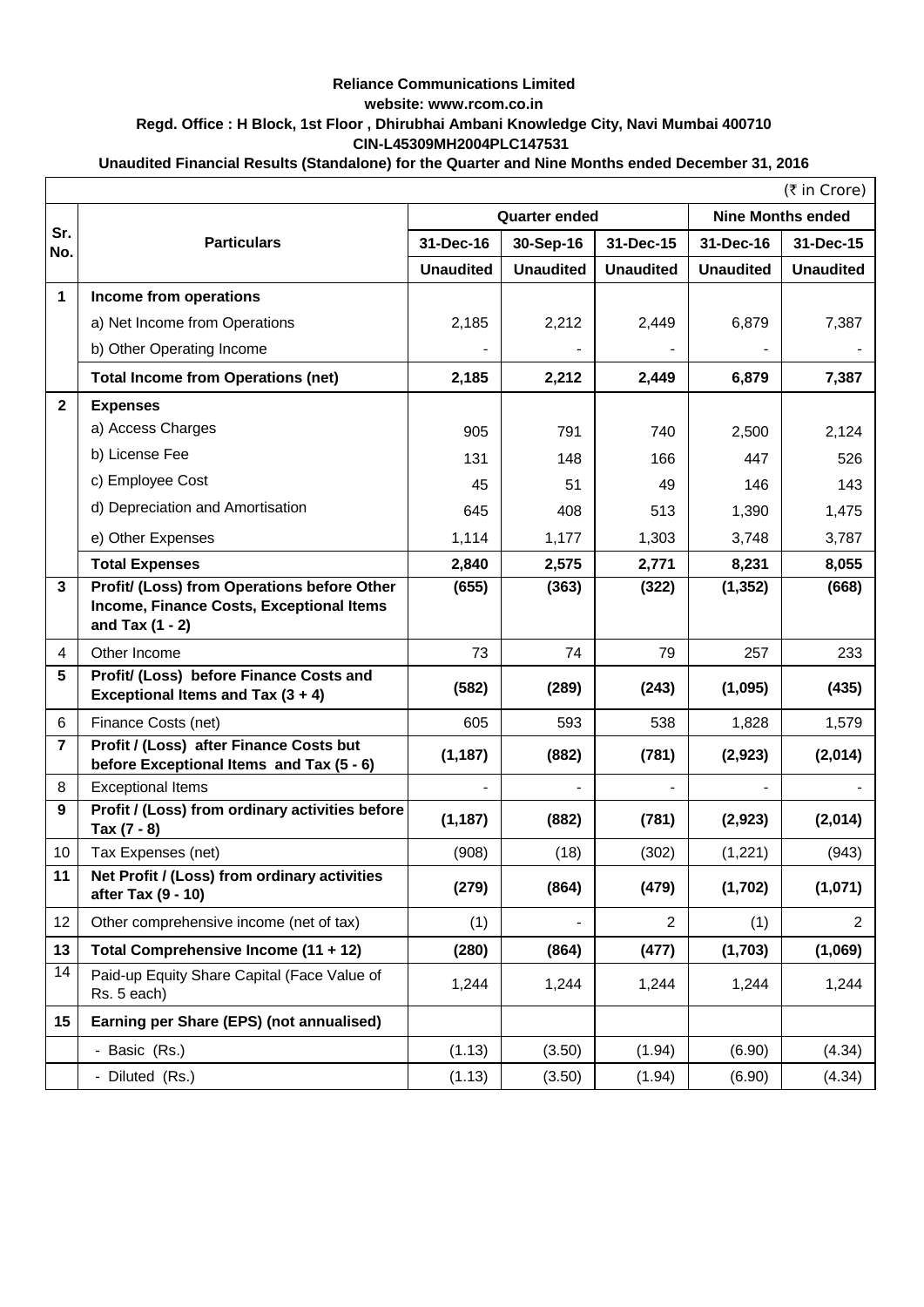**Reliance Communications Limited**

**website: www.rcom.co.in**

**Regd. Office : H Block, 1st Floor , Dhirubhai Ambani Knowledge City, Navi Mumbai 400710**

**CIN-L45309MH2004PLC147531**

**Unaudited Financial Results (Standalone) for the Quarter and Nine Months ended December 31, 2016**

(₹ in Crore)

| Sr. No. | Particulars | Quarter ended | | | Nine Months ended | |
|---|---|---|---|---|---|---|
| | | 31-Dec-16 | 30-Sep-16 | 31-Dec-15 | 31-Dec-16 | 31-Dec-15 |
| | | Unaudited | Unaudited | Unaudited | Unaudited | Unaudited |
| 1 | **Income from operations** | | | | | |
| | a) Net Income from Operations | 2,185 | 2,212 | 2,449 | 6,879 | 7,387 |
| | b) Other Operating Income | - | - | - | - | - |
| | **Total Income from Operations (net)** | **2,185** | **2,212** | **2,449** | **6,879** | **7,387** |
| 2 | **Expenses** | | | | | |
| | a) Access Charges | 905 | 791 | 740 | 2,500 | 2,124 |
| | b) License Fee | 131 | 148 | 166 | 447 | 526 |
| | c) Employee Cost | 45 | 51 | 49 | 146 | 143 |
| | d) Depreciation and Amortisation | 645 | 408 | 513 | 1,390 | 1,475 |
| | e) Other Expenses | 1,114 | 1,177 | 1,303 | 3,748 | 3,787 |
| | **Total Expenses** | **2,840** | **2,575** | **2,771** | **8,231** | **8,055** |
| 3 | **Profit/ (Loss) from Operations before Other Income, Finance Costs, Exceptional Items and Tax (1 - 2)** | **(655)** | **(363)** | **(322)** | **(1,352)** | **(668)** |
| 4 | Other Income | 73 | 74 | 79 | 257 | 233 |
| 5 | **Profit/ (Loss) before Finance Costs and Exceptional Items and Tax (3 + 4)** | **(582)** | **(289)** | **(243)** | **(1,095)** | **(435)** |
| 6 | Finance Costs (net) | 605 | 593 | 538 | 1,828 | 1,579 |
| 7 | **Profit / (Loss) after Finance Costs but before Exceptional Items and Tax (5 - 6)** | **(1,187)** | **(882)** | **(781)** | **(2,923)** | **(2,014)** |
| 8 | Exceptional Items | - | - | - | - | - |
| 9 | **Profit / (Loss) from ordinary activities before Tax (7 - 8)** | **(1,187)** | **(882)** | **(781)** | **(2,923)** | **(2,014)** |
| 10 | Tax Expenses (net) | (908) | (18) | (302) | (1,221) | (943) |
| 11 | **Net Profit / (Loss) from ordinary activities after Tax (9 - 10)** | **(279)** | **(864)** | **(479)** | **(1,702)** | **(1,071)** |
| 12 | Other comprehensive income (net of tax) | (1) | - | 2 | (1) | 2 |
| 13 | **Total Comprehensive Income (11 + 12)** | **(280)** | **(864)** | **(477)** | **(1,703)** | **(1,069)** |
| 14 | Paid-up Equity Share Capital (Face Value of Rs. 5 each) | 1,244 | 1,244 | 1,244 | 1,244 | 1,244 |
| 15 | **Earning per Share (EPS) (not annualised)** | | | | | |
| | - Basic (Rs.) | (1.13) | (3.50) | (1.94) | (6.90) | (4.34) |
| | - Diluted (Rs.) | (1.13) | (3.50) | (1.94) | (6.90) | (4.34) |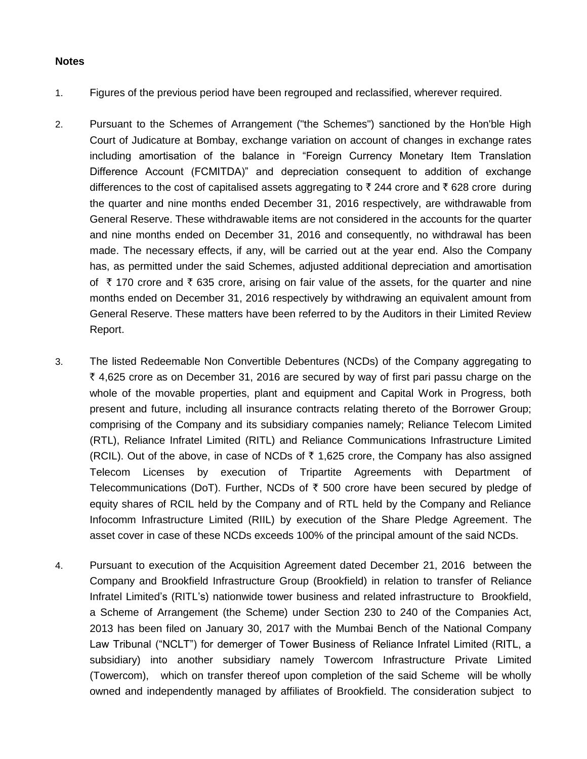**Notes**

1. Figures of the previous period have been regrouped and reclassified, wherever required.

2. Pursuant to the Schemes of Arrangement ("the Schemes") sanctioned by the Hon'ble High Court of Judicature at Bombay, exchange variation on account of changes in exchange rates including amortisation of the balance in "Foreign Currency Monetary Item Translation Difference Account (FCMITDA)" and depreciation consequent to addition of exchange differences to the cost of capitalised assets aggregating to ₹ 244 crore and ₹ 628 crore during the quarter and nine months ended December 31, 2016 respectively, are withdrawable from General Reserve. These withdrawable items are not considered in the accounts for the quarter and nine months ended on December 31, 2016 and consequently, no withdrawal has been made. The necessary effects, if any, will be carried out at the year end. Also the Company has, as permitted under the said Schemes, adjusted additional depreciation and amortisation of ₹ 170 crore and ₹ 635 crore, arising on fair value of the assets, for the quarter and nine months ended on December 31, 2016 respectively by withdrawing an equivalent amount from General Reserve. These matters have been referred to by the Auditors in their Limited Review Report.

3. The listed Redeemable Non Convertible Debentures (NCDs) of the Company aggregating to ₹ 4,625 crore as on December 31, 2016 are secured by way of first pari passu charge on the whole of the movable properties, plant and equipment and Capital Work in Progress, both present and future, including all insurance contracts relating thereto of the Borrower Group; comprising of the Company and its subsidiary companies namely; Reliance Telecom Limited (RTL), Reliance Infratel Limited (RITL) and Reliance Communications Infrastructure Limited (RCIL). Out of the above, in case of NCDs of ₹ 1,625 crore, the Company has also assigned Telecom Licenses by execution of Tripartite Agreements with Department of Telecommunications (DoT). Further, NCDs of ₹ 500 crore have been secured by pledge of equity shares of RCIL held by the Company and of RTL held by the Company and Reliance Infocomm Infrastructure Limited (RIIL) by execution of the Share Pledge Agreement. The asset cover in case of these NCDs exceeds 100% of the principal amount of the said NCDs.

4. Pursuant to execution of the Acquisition Agreement dated December 21, 2016 between the Company and Brookfield Infrastructure Group (Brookfield) in relation to transfer of Reliance Infratel Limited's (RITL's) nationwide tower business and related infrastructure to Brookfield, a Scheme of Arrangement (the Scheme) under Section 230 to 240 of the Companies Act, 2013 has been filed on January 30, 2017 with the Mumbai Bench of the National Company Law Tribunal ("NCLT") for demerger of Tower Business of Reliance Infratel Limited (RITL, a subsidiary) into another subsidiary namely Towercom Infrastructure Private Limited (Towercom), which on transfer thereof upon completion of the said Scheme will be wholly owned and independently managed by affiliates of Brookfield. The consideration subject to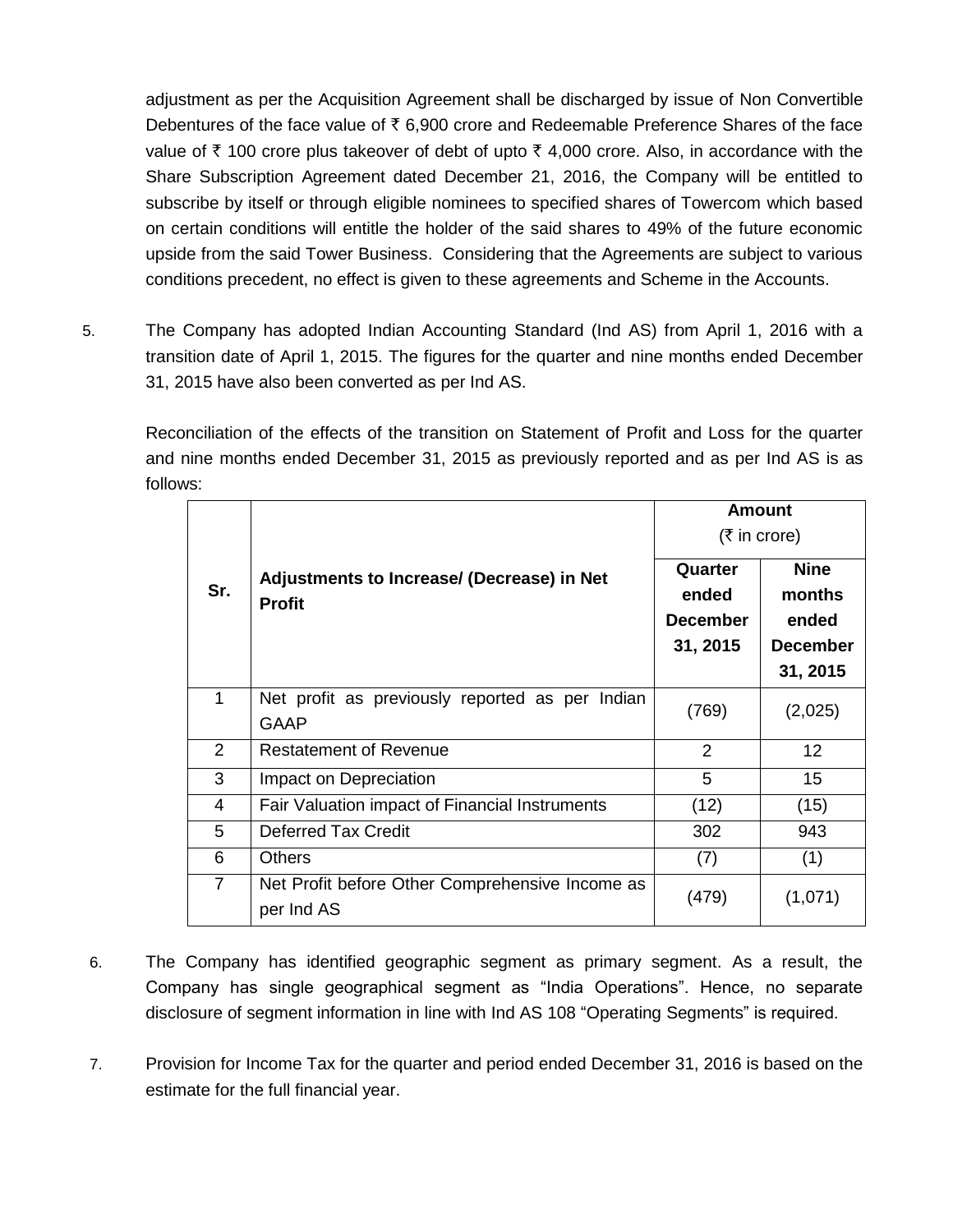adjustment as per the Acquisition Agreement shall be discharged by issue of Non Convertible Debentures of the face value of ₹ 6,900 crore and Redeemable Preference Shares of the face value of ₹ 100 crore plus takeover of debt of upto ₹ 4,000 crore. Also, in accordance with the Share Subscription Agreement dated December 21, 2016, the Company will be entitled to subscribe by itself or through eligible nominees to specified shares of Towercom which based on certain conditions will entitle the holder of the said shares to 49% of the future economic upside from the said Tower Business. Considering that the Agreements are subject to various conditions precedent, no effect is given to these agreements and Scheme in the Accounts.

5. The Company has adopted Indian Accounting Standard (Ind AS) from April 1, 2016 with a transition date of April 1, 2015. The figures for the quarter and nine months ended December 31, 2015 have also been converted as per Ind AS.

   Reconciliation of the effects of the transition on Statement of Profit and Loss for the quarter and nine months ended December 31, 2015 as previously reported and as per Ind AS is as follows:

| Sr. | Adjustments to Increase/ (Decrease) in Net Profit | Amount (₹ in crore) | |
|---|---|---|---|
| | | **Quarter ended December 31, 2015** | **Nine months ended December 31, 2015** |
| 1 | Net profit as previously reported as per Indian GAAP | (769) | (2,025) |
| 2 | Restatement of Revenue | 2 | 12 |
| 3 | Impact on Depreciation | 5 | 15 |
| 4 | Fair Valuation impact of Financial Instruments | (12) | (15) |
| 5 | Deferred Tax Credit | 302 | 943 |
| 6 | Others | (7) | (1) |
| 7 | Net Profit before Other Comprehensive Income as per Ind AS | (479) | (1,071) |

6. The Company has identified geographic segment as primary segment. As a result, the Company has single geographical segment as "India Operations". Hence, no separate disclosure of segment information in line with Ind AS 108 "Operating Segments" is required.

7. Provision for Income Tax for the quarter and period ended December 31, 2016 is based on the estimate for the full financial year.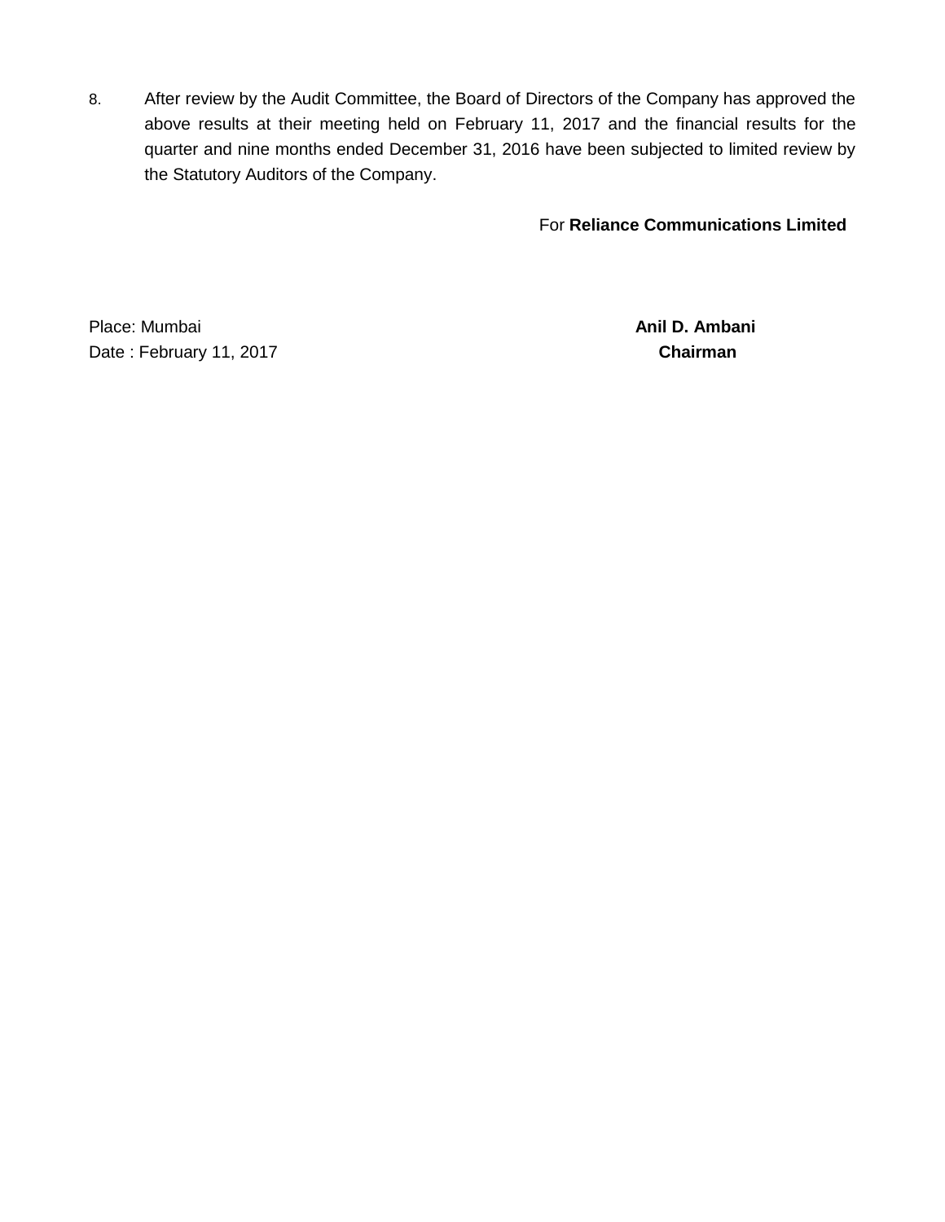8. After review by the Audit Committee, the Board of Directors of the Company has approved the above results at their meeting held on February 11, 2017 and the financial results for the quarter and nine months ended December 31, 2016 have been subjected to limited review by the Statutory Auditors of the Company.

For **Reliance Communications Limited**

Place: Mumbai

Date : February 11, 2017

**Anil D. Ambani**

**Chairman**